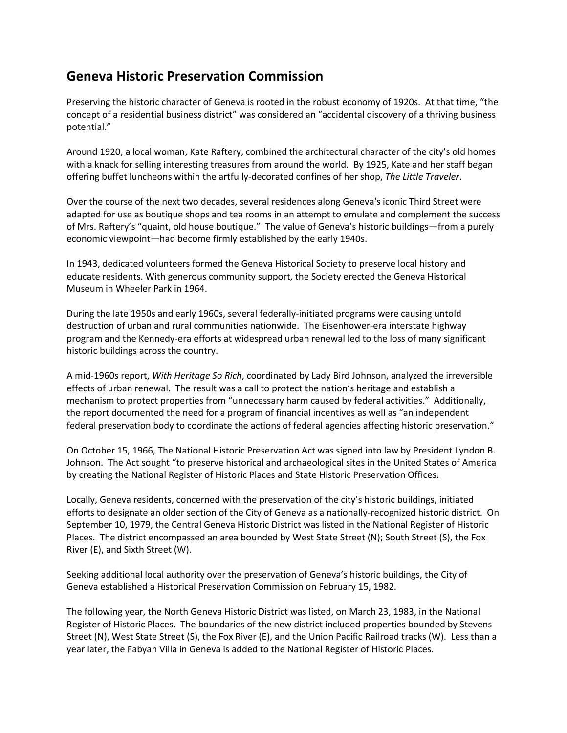## Geneva Historic Preservation Commission

Preserving the historic character of Geneva is rooted in the robust economy of 1920s. At that time, "the concept of a residential business district" was considered an "accidental discovery of a thriving business potential."

Around 1920, a local woman, Kate Raftery, combined the architectural character of the city's old homes with a knack for selling interesting treasures from around the world. By 1925, Kate and her staff began offering buffet luncheons within the artfully-decorated confines of her shop, *The Little Traveler*.

Over the course of the next two decades, several residences along Geneva's iconic Third Street were adapted for use as boutique shops and tea rooms in an attempt to emulate and complement the success of Mrs. Raftery's "quaint, old house boutique." The value of Geneva's historic buildings—from a purely economic viewpoint—had become firmly established by the early 1940s.

In 1943, dedicated volunteers formed the Geneva Historical Society to preserve local history and educate residents. With generous community support, the Society erected the Geneva Historical Museum in Wheeler Park in 1964.

During the late 1950s and early 1960s, several federally-initiated programs were causing untold destruction of urban and rural communities nationwide. The Eisenhower-era interstate highway program and the Kennedy-era efforts at widespread urban renewal led to the loss of many significant historic buildings across the country.

A mid-1960s report, *With Heritage So Rich*, coordinated by Lady Bird Johnson, analyzed the irreversible effects of urban renewal. The result was a call to protect the nation's heritage and establish a mechanism to protect properties from "unnecessary harm caused by federal activities." Additionally, the report documented the need for a program of financial incentives as well as "an independent federal preservation body to coordinate the actions of federal agencies affecting historic preservation."

On October 15, 1966, The National Historic Preservation Act was signed into law by President Lyndon B. Johnson. The Act sought "to preserve historical and archaeological sites in the United States of America by creating the National Register of Historic Places and State Historic Preservation Offices.

Locally, Geneva residents, concerned with the preservation of the city's historic buildings, initiated efforts to designate an older section of the City of Geneva as a nationally-recognized historic district. On September 10, 1979, the Central Geneva Historic District was listed in the National Register of Historic Places. The district encompassed an area bounded by West State Street (N); South Street (S), the Fox River (E), and Sixth Street (W).

Seeking additional local authority over the preservation of Geneva's historic buildings, the City of Geneva established a Historical Preservation Commission on February 15, 1982.

The following year, the North Geneva Historic District was listed, on March 23, 1983, in the National Register of Historic Places. The boundaries of the new district included properties bounded by Stevens Street (N), West State Street (S), the Fox River (E), and the Union Pacific Railroad tracks (W). Less than a year later, the Fabyan Villa in Geneva is added to the National Register of Historic Places.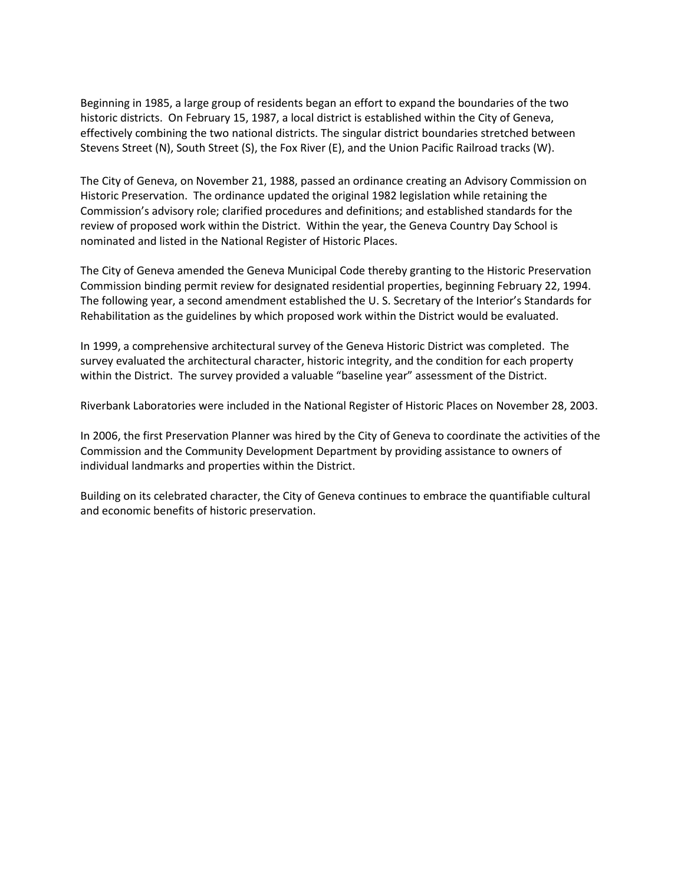Beginning in 1985, a large group of residents began an effort to expand the boundaries of the two historic districts. On February 15, 1987, a local district is established within the City of Geneva, effectively combining the two national districts. The singular district boundaries stretched between Stevens Street (N), South Street (S), the Fox River (E), and the Union Pacific Railroad tracks (W).

The City of Geneva, on November 21, 1988, passed an ordinance creating an Advisory Commission on Historic Preservation. The ordinance updated the original 1982 legislation while retaining the Commission's advisory role; clarified procedures and definitions; and established standards for the review of proposed work within the District. Within the year, the Geneva Country Day School is nominated and listed in the National Register of Historic Places.

The City of Geneva amended the Geneva Municipal Code thereby granting to the Historic Preservation Commission binding permit review for designated residential properties, beginning February 22, 1994. The following year, a second amendment established the U. S. Secretary of the Interior's Standards for Rehabilitation as the guidelines by which proposed work within the District would be evaluated.

In 1999, a comprehensive architectural survey of the Geneva Historic District was completed. The survey evaluated the architectural character, historic integrity, and the condition for each property within the District. The survey provided a valuable "baseline year" assessment of the District.

Riverbank Laboratories were included in the National Register of Historic Places on November 28, 2003.

In 2006, the first Preservation Planner was hired by the City of Geneva to coordinate the activities of the Commission and the Community Development Department by providing assistance to owners of individual landmarks and properties within the District.

Building on its celebrated character, the City of Geneva continues to embrace the quantifiable cultural and economic benefits of historic preservation.